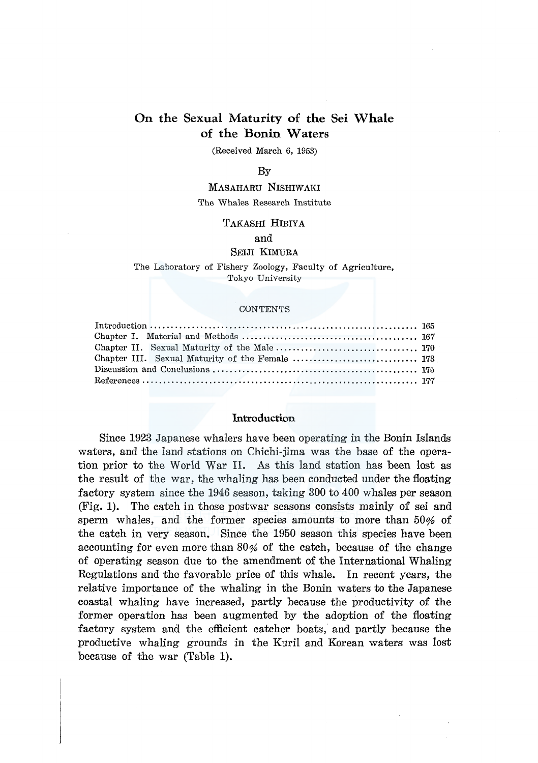# On the Sexual Maturity of the Sei Whale of the Bonin Waters

(Received March 6, 1953)

By

MASAHARU NISHIWAKI

The Whales Research Institute

TAKASHI HIBIYA

and

SEIJI KIMURA

The Laboratory of Fishery Zoology, Faculty of Agriculture, Tokyo University

CONTENTS

| | |
|---|---|
| Introduction | 165 |
| Chapter I. Material and Methods | 167 |
| Chapter II. Sexual Maturity of the Male | 170 |
| Chapter III. Sexual Maturity of the Female | 173 |
| Discussion and Conclusions | 175 |
| References | 177 |

## Introduction

Since 1923 Japanese whalers have been operating in the Bonin Islands waters, and the land stations on Chichi-jima was the base of the operation prior to the World War II. As this land station has been lost as the result of the war, the whaling has been conducted under the floating factory system since the 1946 season, taking 300 to 400 whales per season (Fig. 1). The catch in those postwar seasons consists mainly of sei and sperm whales, and the former species amounts to more than 50% of the catch in very season. Since the 1950 season this species have been accounting for even more than 80% of the catch, because of the change of operating season due to the amendment of the International Whaling Regulations and the favorable price of this whale. In recent years, the relative importance of the whaling in the Bonin waters to the Japanese coastal whaling have increased, partly because the productivity of the former operation has been augmented by the adoption of the floating factory system and the efficient catcher boats, and partly because the productive whaling grounds in the Kuril and Korean waters was lost because of the war (Table 1).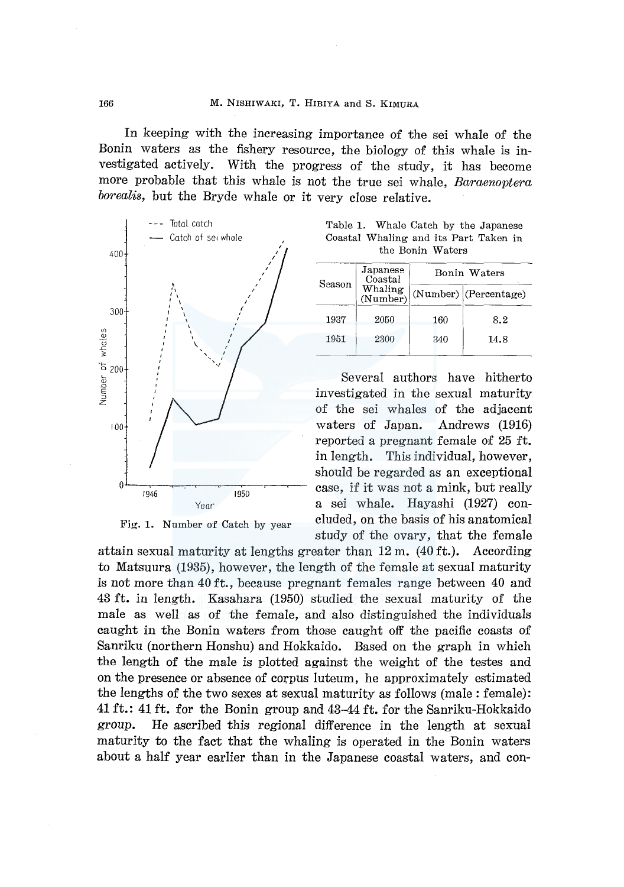In keeping with the increasing importance of the sei whale of the Bonin waters as the fishery resource, the biology of this whale is investigated actively. With the progress of the study, it has become more probable that this whale is not the true sei whale, *Baraenoptera borealis*, but the Bryde whale or it very close relative.

Fig. 1. Number of Catch by year

Table 1. Whale Catch by the Japanese Coastal Whaling and its Part Taken in the Bonin Waters

| Season | Japanese Coastal Whaling (Number) | Bonin Waters | |
|---|---|---|---|
| | | (Number) | (Percentage) |
| 1937 | 2050 | 160 | 8.2 |
| 1951 | 2300 | 340 | 14.8 |

Several authors have hitherto investigated in the sexual maturity of the sei whales of the adjacent waters of Japan. Andrews (1916) reported a pregnant female of 25 ft. in length. This individual, however, should be regarded as an exceptional case, if it was not a mink, but really a sei whale. Hayashi (1927) concluded, on the basis of his anatomical study of the ovary, that the female attain sexual maturity at lengths greater than 12 m. (40 ft.). According to Matsuura (1935), however, the length of the female at sexual maturity is not more than 40 ft., because pregnant females range between 40 and 43 ft. in length. Kasahara (1950) studied the sexual maturity of the male as well as of the female, and also distinguished the individuals caught in the Bonin waters from those caught off the pacific coasts of Sanriku (northern Honshu) and Hokkaido. Based on the graph in which the length of the male is plotted against the weight of the testes and on the presence or absence of corpus luteum, he approximately estimated the lengths of the two sexes at sexual maturity as follows (male : female): 41 ft.: 41 ft. for the Bonin group and 43–44 ft. for the Sanriku-Hokkaido group. He ascribed this regional difference in the length at sexual maturity to the fact that the whaling is operated in the Bonin waters about a half year earlier than in the Japanese coastal waters, and con-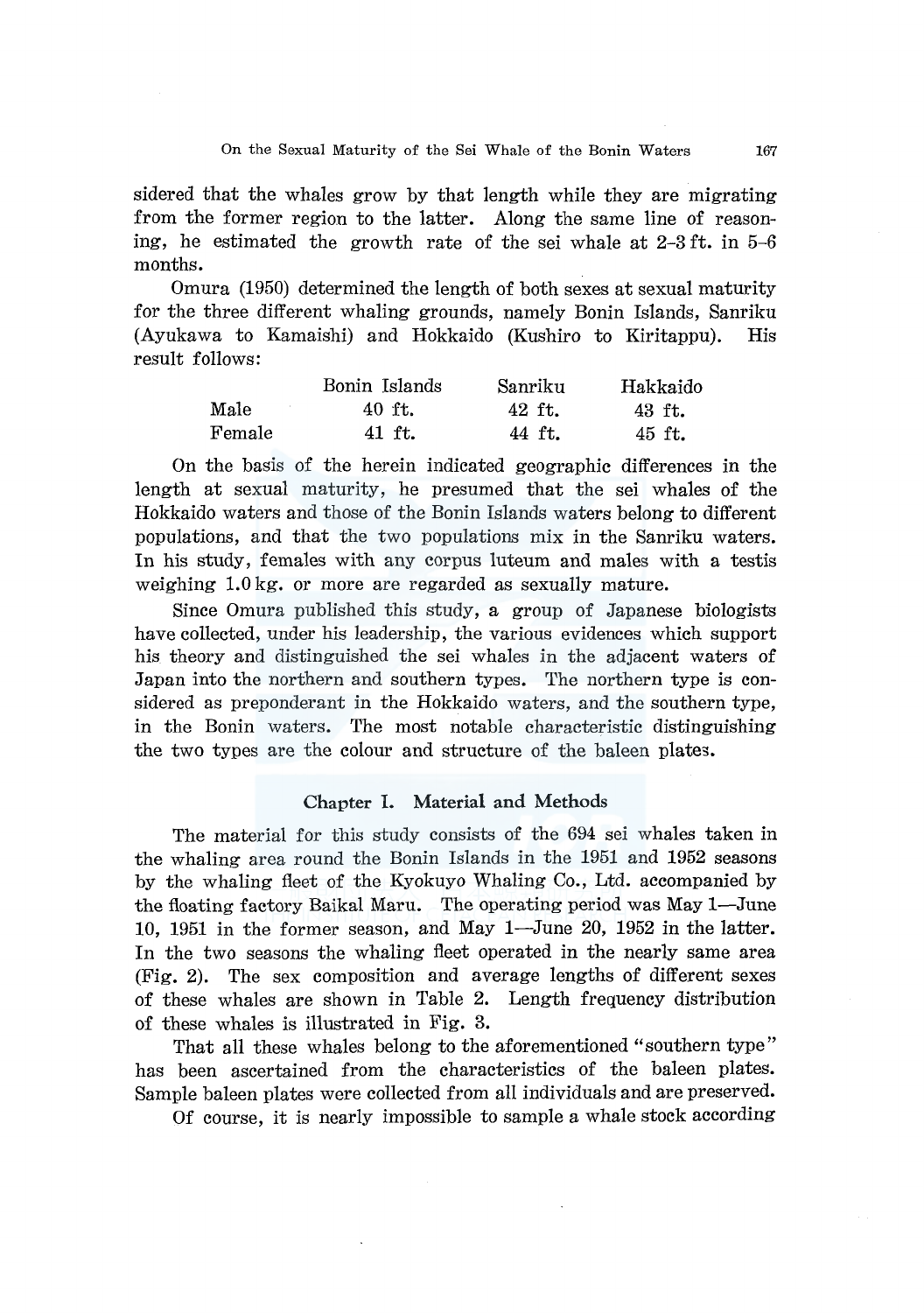sidered that the whales grow by that length while they are migrating from the former region to the latter. Along the same line of reasoning, he estimated the growth rate of the sei whale at 2–3 ft. in 5–6 months.

Omura (1950) determined the length of both sexes at sexual maturity for the three different whaling grounds, namely Bonin Islands, Sanriku (Ayukawa to Kamaishi) and Hokkaido (Kushiro to Kiritappu). His result follows:

| | Bonin Islands | Sanriku | Hakkaido |
|---|---|---|---|
| Male | 40 ft. | 42 ft. | 43 ft. |
| Female | 41 ft. | 44 ft. | 45 ft. |

On the basis of the herein indicated geographic differences in the length at sexual maturity, he presumed that the sei whales of the Hokkaido waters and those of the Bonin Islands waters belong to different populations, and that the two populations mix in the Sanriku waters. In his study, females with any corpus luteum and males with a testis weighing 1.0 kg. or more are regarded as sexually mature.

Since Omura published this study, a group of Japanese biologists have collected, under his leadership, the various evidences which support his theory and distinguished the sei whales in the adjacent waters of Japan into the northern and southern types. The northern type is considered as preponderant in the Hokkaido waters, and the southern type, in the Bonin waters. The most notable characteristic distinguishing the two types are the colour and structure of the baleen plates.

## Chapter I. Material and Methods

The material for this study consists of the 694 sei whales taken in the whaling area round the Bonin Islands in the 1951 and 1952 seasons by the whaling fleet of the Kyokuyo Whaling Co., Ltd. accompanied by the floating factory Baikal Maru. The operating period was May 1—June 10, 1951 in the former season, and May 1—June 20, 1952 in the latter. In the two seasons the whaling fleet operated in the nearly same area (Fig. 2). The sex composition and average lengths of different sexes of these whales are shown in Table 2. Length frequency distribution of these whales is illustrated in Fig. 3.

That all these whales belong to the aforementioned "southern type" has been ascertained from the characteristics of the baleen plates. Sample baleen plates were collected from all individuals and are preserved.

Of course, it is nearly impossible to sample a whale stock according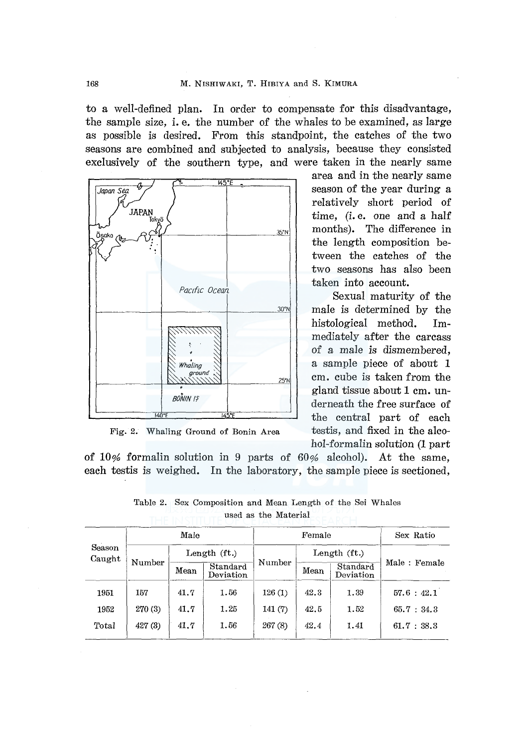to a well-defined plan. In order to compensate for this disadvantage, the sample size, i. e. the number of the whales to be examined, as large as possible is desired. From this standpoint, the catches of the two seasons are combined and subjected to analysis, because they consisted exclusively of the southern type, and were taken in the nearly same area and in the nearly same season of the year during a relatively short period of time, (*i. e.* one and a half months). The difference in the length composition between the catches of the two seasons has also been taken into account.

Fig. 2. Whaling Ground of Bonin Area

Sexual maturity of the male is determined by the histological method. Immediately after the carcass of a male is dismembered, a sample piece of about 1 cm. cube is taken from the gland tissue about 1 cm. underneath the free surface of the central part of each testis, and fixed in the alcohol-formalin solution (1 part of 10% formalin solution in 9 parts of 60% alcohol). At the same, each testis is weighed. In the laboratory, the sample piece is sectioned,

Table 2. Sex Composition and Mean Length of the Sei Whales used as the Material

| Season Caught | Male | | | Female | | | Sex Ratio |
|---|---|---|---|---|---|---|---|
| | Number | Length (ft.) | | Number | Length (ft.) | | Male : Female |
| | | Mean | Standard Deviation | | Mean | Standard Deviation | |
| 1951 | 157 | 41.7 | 1.56 | 126 (1) | 42.3 | 1.39 | 57.6 : 42.1 |
| 1952 | 270 (3) | 41.7 | 1.25 | 141 (7) | 42.5 | 1.52 | 65.7 : 34.3 |
| Total | 427 (3) | 41.7 | 1.56 | 267 (8) | 42.4 | 1.41 | 61.7 : 38.3 |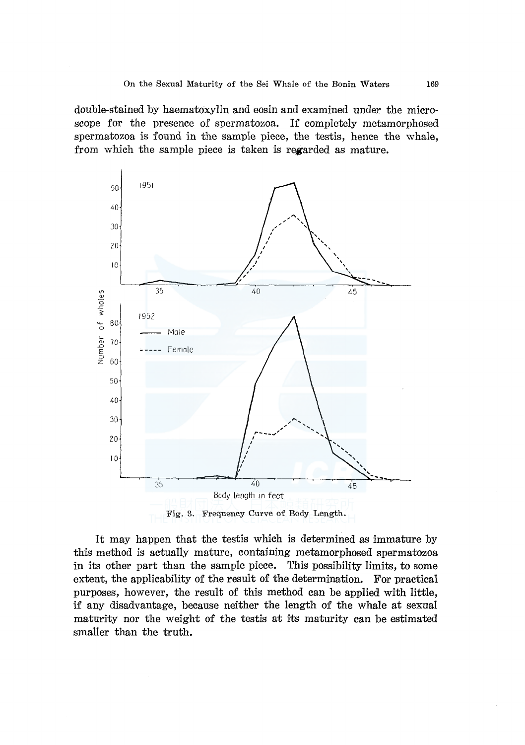double-stained by haematoxylin and eosin and examined under the microscope for the presence of spermatozoa. If completely metamorphosed spermatozoa is found in the sample piece, the testis, hence the whale, from which the sample piece is taken is regarded as mature.

Fig. 3. Frequency Curve of Body Length.

It may happen that the testis which is determined as immature by this method is actually mature, containing metamorphosed spermatozoa in its other part than the sample piece. This possibility limits, to some extent, the applicability of the result of the determination. For practical purposes, however, the result of this method can be applied with little, if any disadvantage, because neither the length of the whale at sexual maturity nor the weight of the testis at its maturity can be estimated smaller than the truth.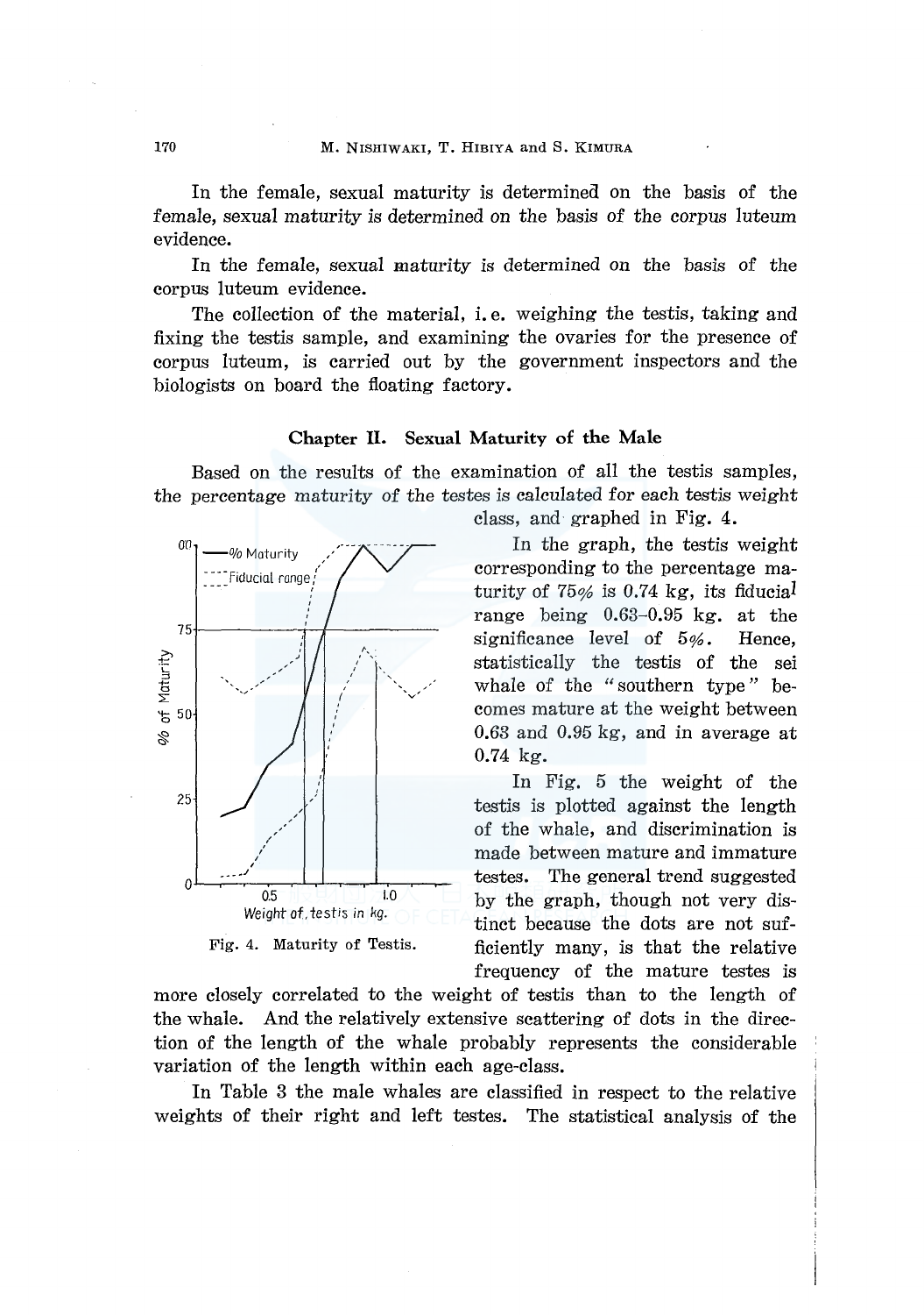In the female, sexual maturity is determined on the basis of the female, sexual maturity is determined on the basis of the corpus luteum evidence.

In the female, sexual maturity is determined on the basis of the corpus luteum evidence.

The collection of the material, i. e. weighing the testis, taking and fixing the testis sample, and examining the ovaries for the presence of corpus luteum, is carried out by the government inspectors and the biologists on board the floating factory.

## Chapter II. Sexual Maturity of the Male

Based on the results of the examination of all the testis samples, the percentage maturity of the testes is calculated for each testis weight class, and graphed in Fig. 4.

Fig. 4. Maturity of Testis.

In the graph, the testis weight corresponding to the percentage maturity of 75% is 0.74 kg, its fiducial range being 0.63–0.95 kg. at the significance level of 5%. Hence, statistically the testis of the sei whale of the "southern type" becomes mature at the weight between 0.63 and 0.95 kg, and in average at 0.74 kg.

In Fig. 5 the weight of the testis is plotted against the length of the whale, and discrimination is made between mature and immature testes. The general trend suggested by the graph, though not very distinct because the dots are not sufficiently many, is that the relative frequency of the mature testes is more closely correlated to the weight of testis than to the length of the whale. And the relatively extensive scattering of dots in the direction of the length of the whale probably represents the considerable variation of the length within each age-class.

In Table 3 the male whales are classified in respect to the relative weights of their right and left testes. The statistical analysis of the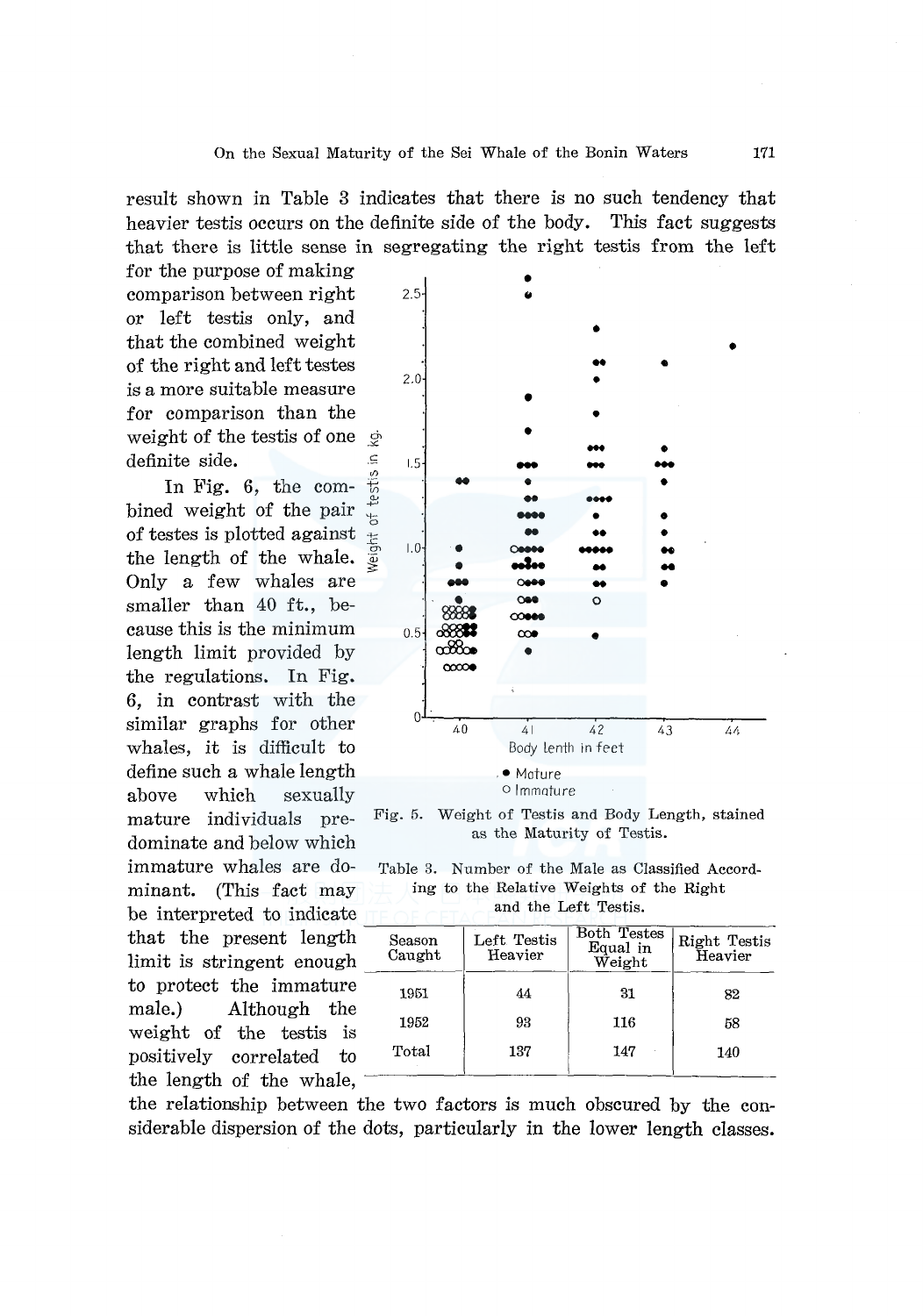result shown in Table 3 indicates that there is no such tendency that heavier testis occurs on the definite side of the body. This fact suggests that there is little sense in segregating the right testis from the left for the purpose of making comparison between right or left testis only, and that the combined weight of the right and left testes is a more suitable measure for comparison than the weight of the testis of one definite side.

In Fig. 6, the combined weight of the pair of testes is plotted against the length of the whale. Only a few whales are smaller than 40 ft., because this is the minimum length limit provided by the regulations. In Fig. 6, in contrast with the similar graphs for other whales, it is difficult to define such a whale length above which sexually mature individuals predominate and below which immature whales are dominant. (This fact may be interpreted to indicate that the present length limit is stringent enough to protect the immature male.) Although the weight of the testis is positively correlated to the length of the whale, the relationship between the two factors is much obscured by the considerable dispersion of the dots, particularly in the lower length classes.

Fig. 5. Weight of Testis and Body Length, stained as the Maturity of Testis.

Table 3. Number of the Male as Classified According to the Relative Weights of the Right and the Left Testis.

| Season Caught | Left Testis Heavier | Both Testes Equal in Weight | Right Testis Heavier |
|---|---|---|---|
| 1951 | 44 | 31 | 82 |
| 1952 | 93 | 116 | 58 |
| Total | 137 | 147 | 140 |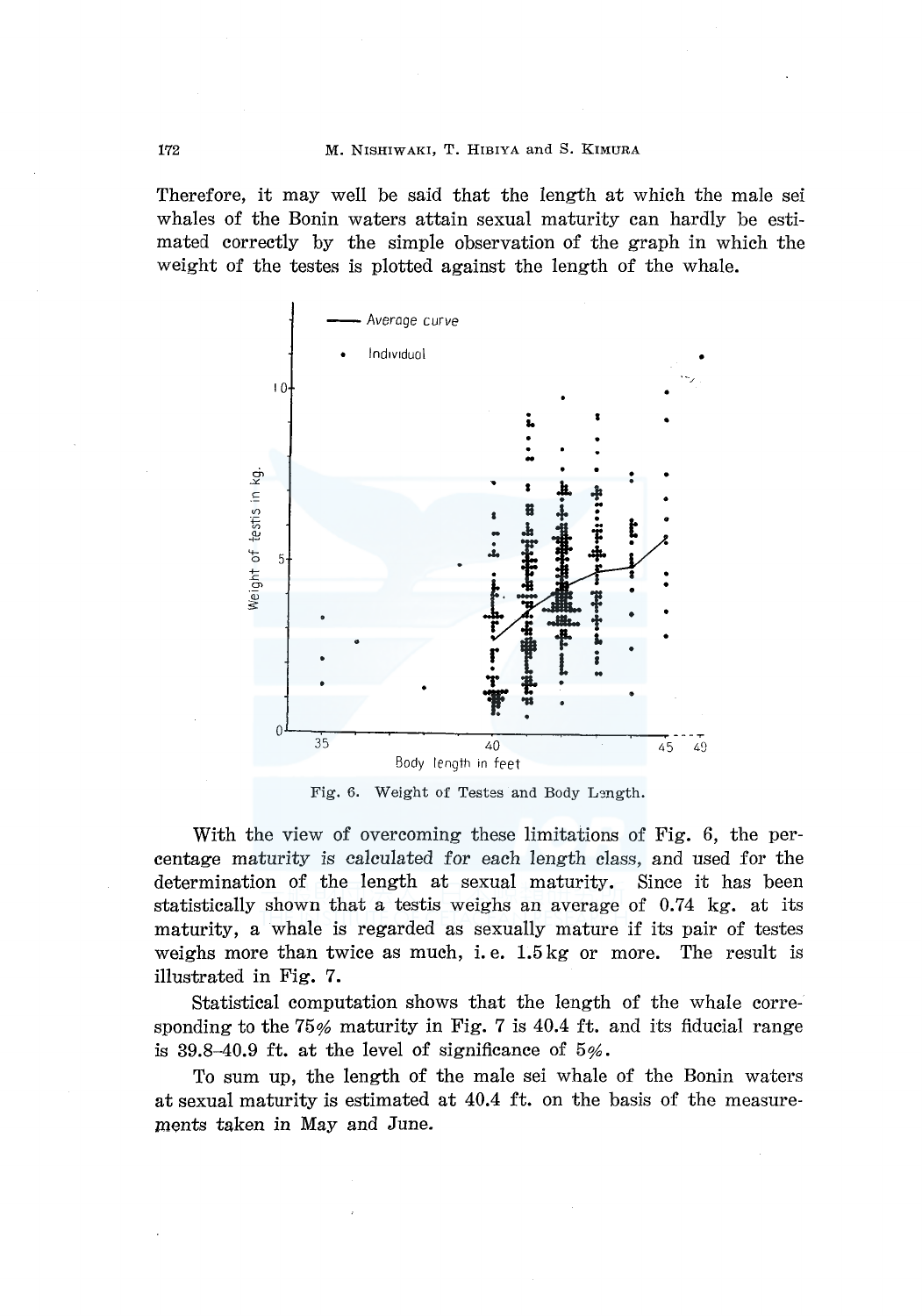Therefore, it may well be said that the length at which the male sei whales of the Bonin waters attain sexual maturity can hardly be estimated correctly by the simple observation of the graph in which the weight of the testes is plotted against the length of the whale.

Fig. 6. Weight of Testes and Body Length.

With the view of overcoming these limitations of Fig. 6, the percentage maturity is calculated for each length class, and used for the determination of the length at sexual maturity. Since it has been statistically shown that a testis weighs an average of 0.74 kg. at its maturity, a whale is regarded as sexually mature if its pair of testes weighs more than twice as much, i. e. 1.5 kg or more. The result is illustrated in Fig. 7.

Statistical computation shows that the length of the whale corresponding to the 75% maturity in Fig. 7 is 40.4 ft. and its fiducial range is 39.8–40.9 ft. at the level of significance of 5%.

To sum up, the length of the male sei whale of the Bonin waters at sexual maturity is estimated at 40.4 ft. on the basis of the measurements taken in May and June.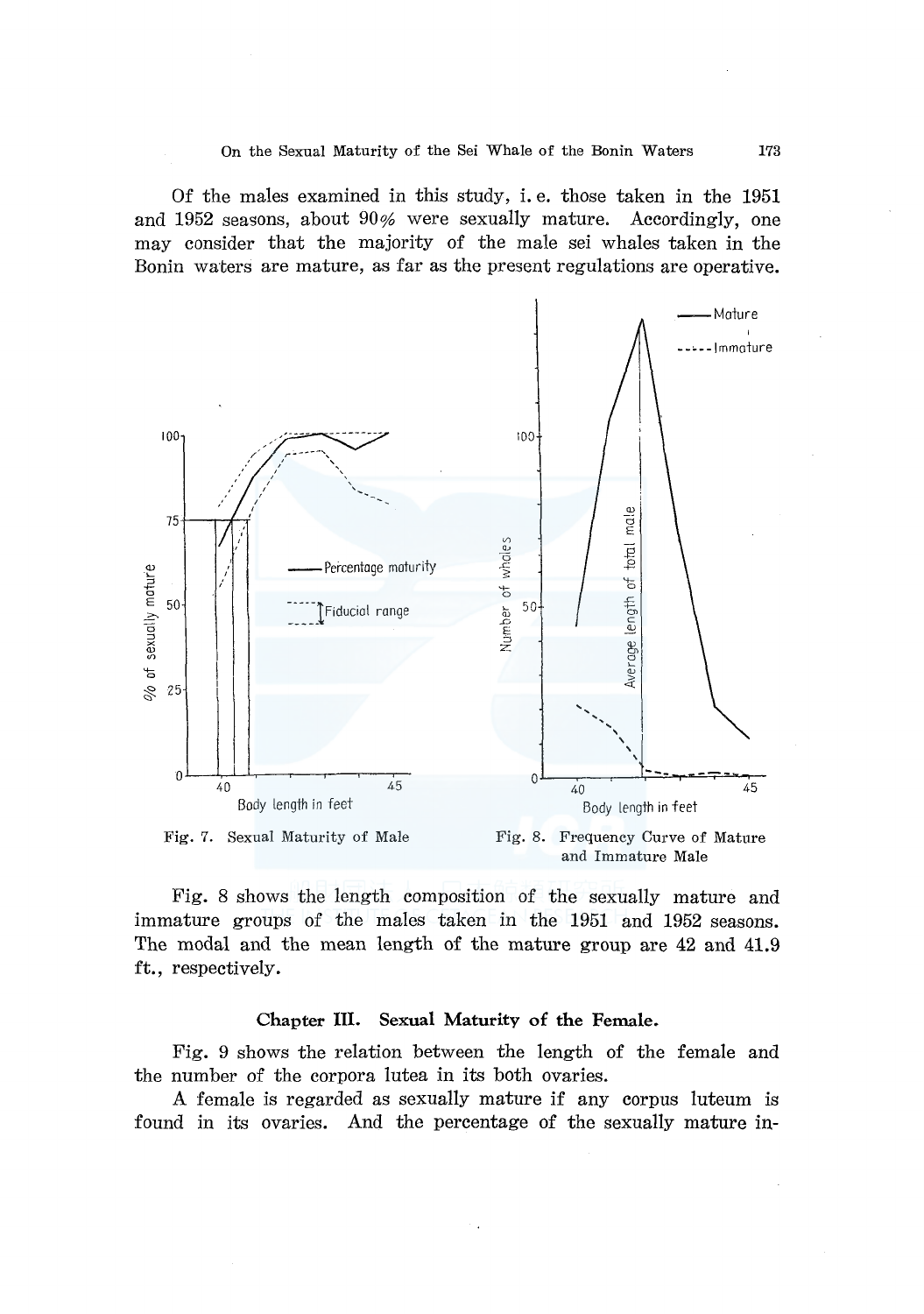Of the males examined in this study, i. e. those taken in the 1951 and 1952 seasons, about 90% were sexually mature. Accordingly, one may consider that the majority of the male sei whales taken in the Bonin waters are mature, as far as the present regulations are operative.

Fig. 7. Sexual Maturity of Male

Fig. 8. Frequency Curve of Mature and Immature Male

Fig. 8 shows the length composition of the sexually mature and immature groups of the males taken in the 1951 and 1952 seasons. The modal and the mean length of the mature group are 42 and 41.9 ft., respectively.

## Chapter III. Sexual Maturity of the Female.

Fig. 9 shows the relation between the length of the female and the number of the corpora lutea in its both ovaries.

A female is regarded as sexually mature if any corpus luteum is found in its ovaries. And the percentage of the sexually mature in-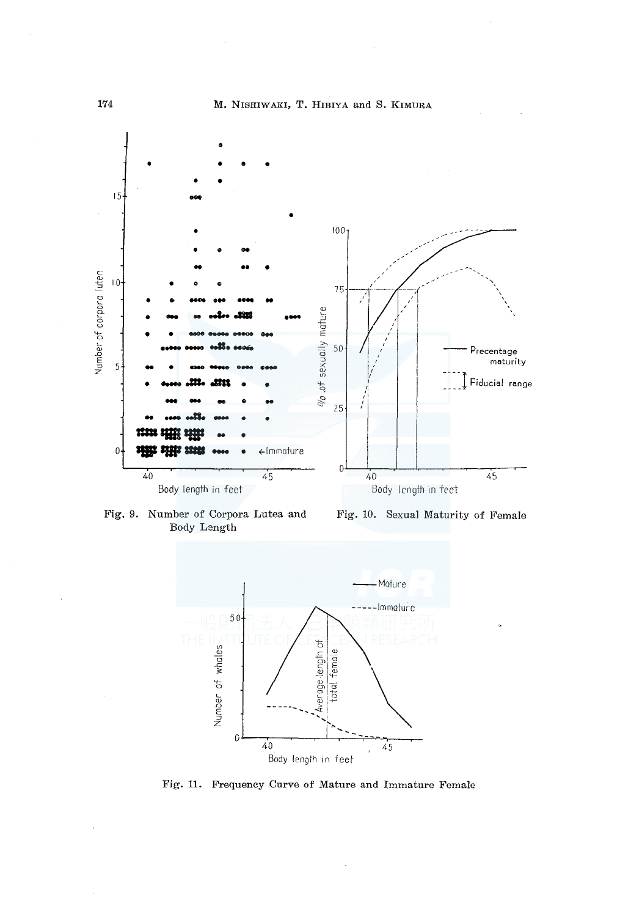Fig. 9. Number of Corpora Lutea and Body Length

Fig. 10. Sexual Maturity of Female

Fig. 11. Frequency Curve of Mature and Immature Female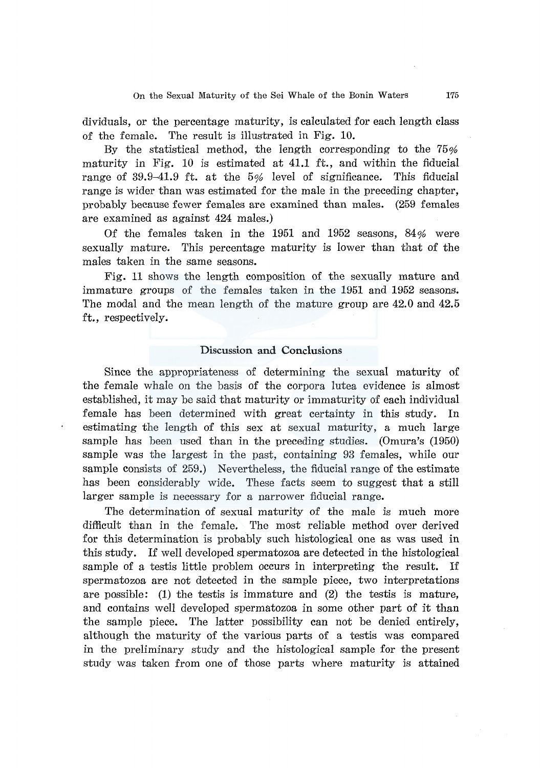dividuals, or the percentage maturity, is calculated for each length class of the female. The result is illustrated in Fig. 10.

By the statistical method, the length corresponding to the 75% maturity in Fig. 10 is estimated at 41.1 ft., and within the fiducial range of 39.9–41.9 ft. at the 5% level of significance. This fiducial range is wider than was estimated for the male in the preceding chapter, probably because fewer females are examined than males. (259 females are examined as against 424 males.)

Of the females taken in the 1951 and 1952 seasons, 84% were sexually mature. This percentage maturity is lower than that of the males taken in the same seasons.

Fig. 11 shows the length composition of the sexually mature and immature groups of the females taken in the 1951 and 1952 seasons. The modal and the mean length of the mature group are 42.0 and 42.5 ft., respectively.

## Discussion and Conclusions

Since the appropriateness of determining the sexual maturity of the female whale on the basis of the corpora lutea evidence is almost established, it may be said that maturity or immaturity of each individual female has been determined with great certainty in this study. In estimating the length of this sex at sexual maturity, a much large sample has been used than in the preceding studies. (Omura's (1950) sample was the largest in the past, containing 93 females, while our sample consists of 259.) Nevertheless, the fiducial range of the estimate has been considerably wide. These facts seem to suggest that a still larger sample is necessary for a narrower fiducial range.

The determination of sexual maturity of the male is much more difficult than in the female. The most reliable method over derived for this determination is probably such histological one as was used in this study. If well developed spermatozoa are detected in the histological sample of a testis little problem occurs in interpreting the result. If spermatozoa are not detected in the sample piece, two interpretations are possible: (1) the testis is immature and (2) the testis is mature, and contains well developed spermatozoa in some other part of it than the sample piece. The latter possibility can not be denied entirely, although the maturity of the various parts of a testis was compared in the preliminary study and the histological sample for the present study was taken from one of those parts where maturity is attained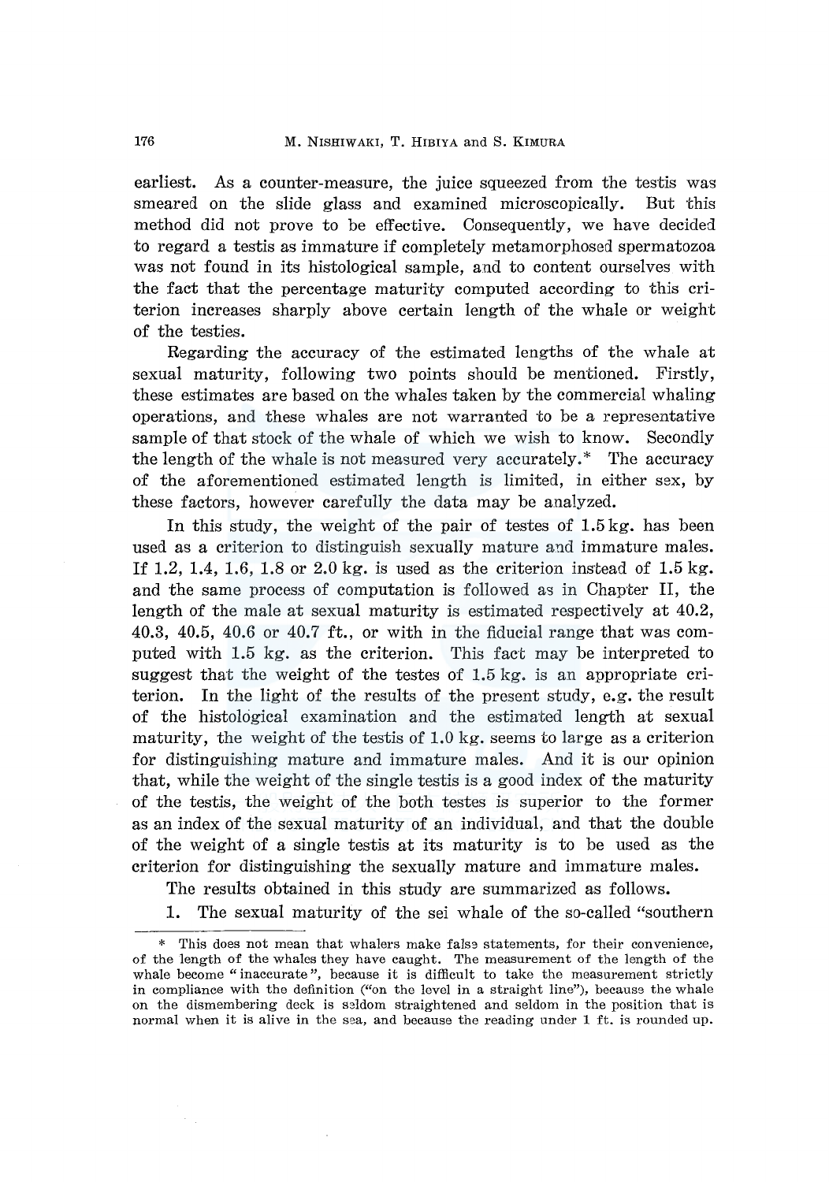earliest. As a counter-measure, the juice squeezed from the testis was smeared on the slide glass and examined microscopically. But this method did not prove to be effective. Consequently, we have decided to regard a testis as immature if completely metamorphosed spermatozoa was not found in its histological sample, and to content ourselves with the fact that the percentage maturity computed according to this criterion increases sharply above certain length of the whale or weight of the testies.

Regarding the accuracy of the estimated lengths of the whale at sexual maturity, following two points should be mentioned. Firstly, these estimates are based on the whales taken by the commercial whaling operations, and these whales are not warranted to be a representative sample of that stock of the whale of which we wish to know. Secondly the length of the whale is not measured very accurately.* The accuracy of the aforementioned estimated length is limited, in either sex, by these factors, however carefully the data may be analyzed.

In this study, the weight of the pair of testes of 1.5 kg. has been used as a criterion to distinguish sexually mature and immature males. If 1.2, 1.4, 1.6, 1.8 or 2.0 kg. is used as the criterion instead of 1.5 kg. and the same process of computation is followed as in Chapter II, the length of the male at sexual maturity is estimated respectively at 40.2, 40.3, 40.5, 40.6 or 40.7 ft., or with in the fiducial range that was computed with 1.5 kg. as the criterion. This fact may be interpreted to suggest that the weight of the testes of 1.5 kg. is an appropriate criterion. In the light of the results of the present study, e.g. the result of the histological examination and the estimated length at sexual maturity, the weight of the testis of 1.0 kg. seems to large as a criterion for distinguishing mature and immature males. And it is our opinion that, while the weight of the single testis is a good index of the maturity of the testis, the weight of the both testes is superior to the former as an index of the sexual maturity of an individual, and that the double of the weight of a single testis at its maturity is to be used as the criterion for distinguishing the sexually mature and immature males.

The results obtained in this study are summarized as follows.

1. The sexual maturity of the sei whale of the so-called "southern

---

* This does not mean that whalers make false statements, for their convenience, of the length of the whales they have caught. The measurement of the length of the whale become "inaccurate", because it is difficult to take the measurement strictly in compliance with the definition ("on the level in a straight line"), because the whale on the dismembering deck is seldom straightened and seldom in the position that is normal when it is alive in the sea, and because the reading under 1 ft. is rounded up.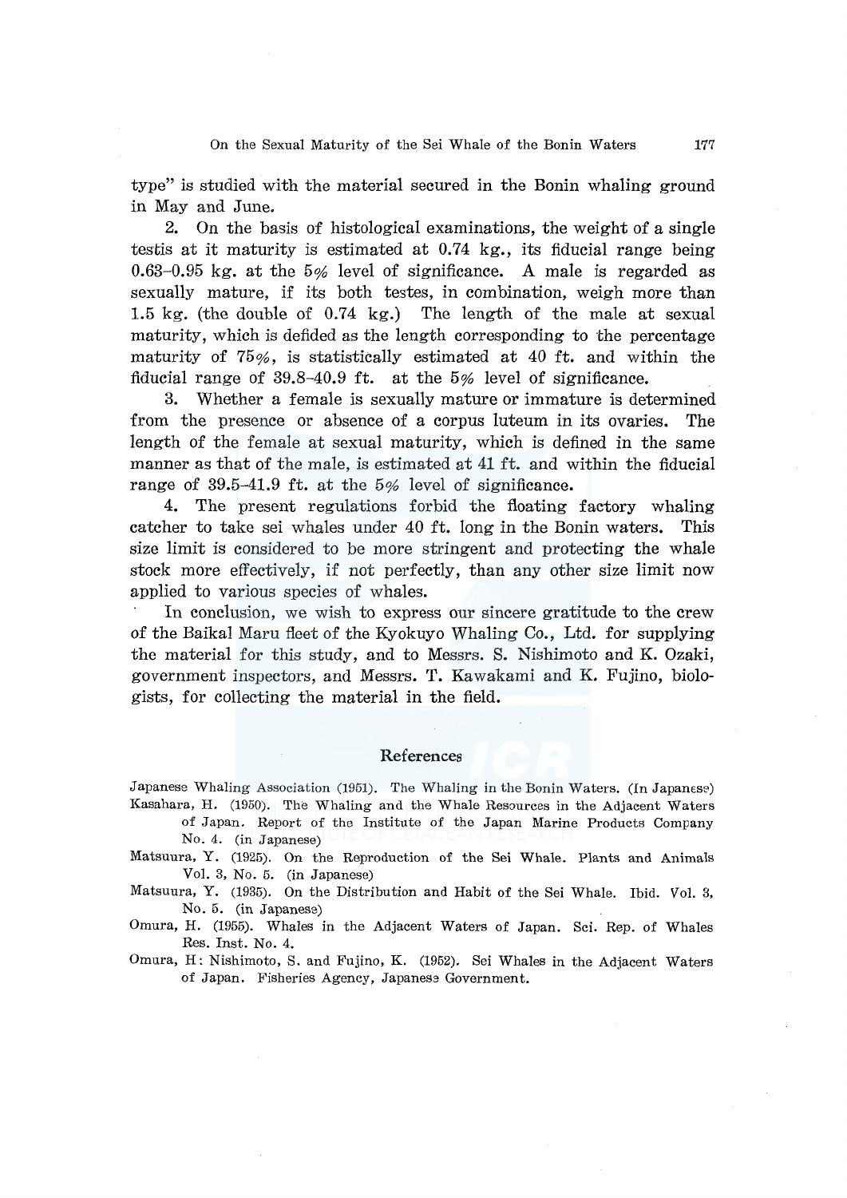type" is studied with the material secured in the Bonin whaling ground in May and June.

2. On the basis of histological examinations, the weight of a single testis at it maturity is estimated at 0.74 kg., its fiducial range being 0.63–0.95 kg. at the 5% level of significance. A male is regarded as sexually mature, if its both testes, in combination, weigh more than 1.5 kg. (the double of 0.74 kg.) The length of the male at sexual maturity, which is defided as the length corresponding to the percentage maturity of 75%, is statistically estimated at 40 ft. and within the fiducial range of 39.8–40.9 ft. at the 5% level of significance.

3. Whether a female is sexually mature or immature is determined from the presence or absence of a corpus luteum in its ovaries. The length of the female at sexual maturity, which is defined in the same manner as that of the male, is estimated at 41 ft. and within the fiducial range of 39.5–41.9 ft. at the 5% level of significance.

4. The present regulations forbid the floating factory whaling catcher to take sei whales under 40 ft. long in the Bonin waters. This size limit is considered to be more stringent and protecting the whale stock more effectively, if not perfectly, than any other size limit now applied to various species of whales.

In conclusion, we wish to express our sincere gratitude to the crew of the Baikal Maru fleet of the Kyokuyo Whaling Co., Ltd. for supplying the material for this study, and to Messrs. S. Nishimoto and K. Ozaki, government inspectors, and Messrs. T. Kawakami and K. Fujino, biologists, for collecting the material in the field.

## References

Japanese Whaling Association (1951). The Whaling in the Bonin Waters. (In Japanese)

Kasahara, H. (1950). The Whaling and the Whale Resources in the Adjacent Waters of Japan. Report of the Institute of the Japan Marine Products Company No. 4. (in Japanese)

Matsuura, Y. (1925). On the Reproduction of the Sei Whale. Plants and Animals Vol. 3, No. 5. (in Japanese)

Matsuura, Y. (1935). On the Distribution and Habit of the Sei Whale. Ibid. Vol. 3, No. 5. (in Japanese)

Omura, H. (1955). Whales in the Adjacent Waters of Japan. Sci. Rep. of Whales Res. Inst. No. 4.

Omura, H: Nishimoto, S. and Fujino, K. (1952). Sei Whales in the Adjacent Waters of Japan. Fisheries Agency, Japanese Government.